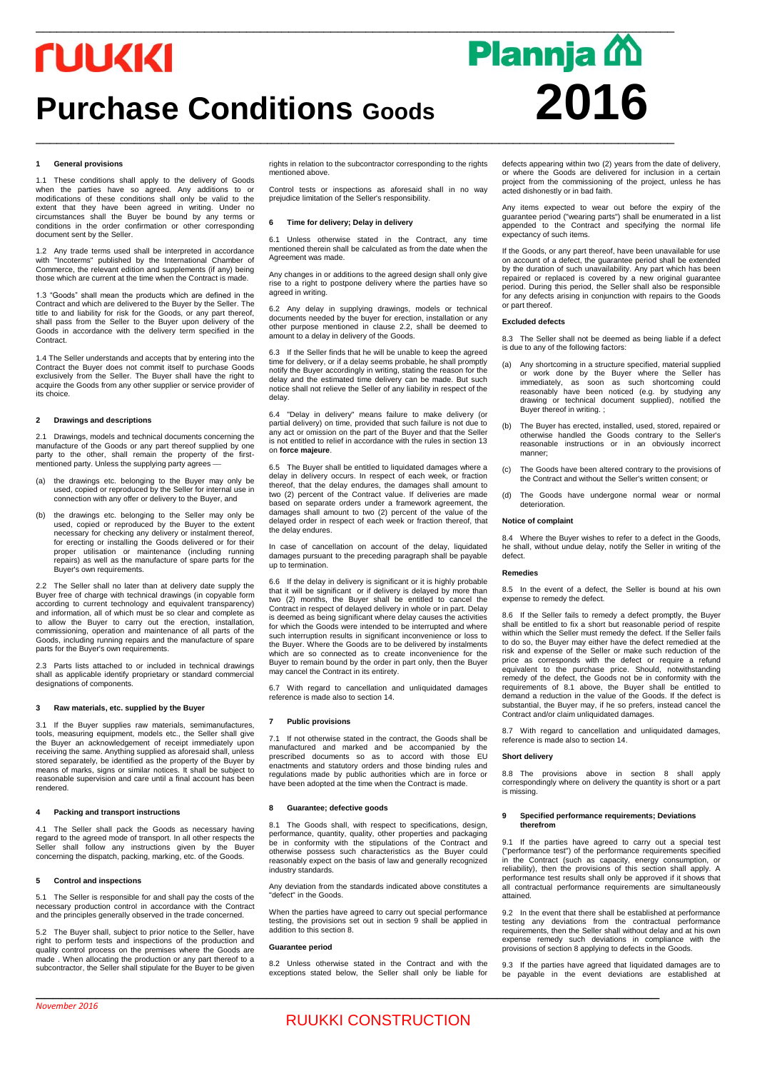# RUUKKI Plannja

# Purchase Conditions Goods 2016

## 1 General provisions

1.1 These conditions shall apply to the delivery of Goods when the parties have so agreed. Any additions to or modifications of these conditions shall only be valid to the extent that they have been agreed in writing. Under no circumstances shall the Buyer be bound by any terms or conditions in the order confirmation or other corresponding document sent by the Seller.

1.2 Any trade terms used shall be interpreted in accordance with "Incoterms" published by the International Chamber of Commerce, the relevant edition and supplements (if any) being those which are current at the time when the Contract is made.

1.3 "Goods" shall mean the products which are defined in the Contract and which are delivered to the Buyer by the Seller. The title to and liability for risk for the Goods, or any part thereof, shall pass from the Seller to the Buyer upon delivery of the Goods in accordance with the delivery term specified in the Contract.

1.4 The Seller understands and accepts that by entering into the Contract the Buyer does not commit itself to purchase Goods exclusively from the Seller. The Buyer shall have the right to acquire the Goods from any other supplier or service provider of its choice.

## 2 Drawings and descriptions

2.1 Drawings, models and technical documents concerning the manufacture of the Goods or any part thereof supplied by one party to the other, shall remain the property of the first-mentioned party. Unless the supplying party agrees —

(a) the drawings etc. belonging to the Buyer may only be used, copied or reproduced by the Seller for internal use in connection with any offer or delivery to the Buyer, and

(b) the drawings etc. belonging to the Seller may only be used, copied or reproduced by the Buyer to the extent necessary for checking any delivery or instalment thereof, for erecting or installing the Goods delivered or for their proper utilisation or maintenance (including running repairs) as well as the manufacture of spare parts for the Buyer's own requirements.

2.2 The Seller shall no later than at delivery date supply the Buyer free of charge with technical drawings (in copyable form according to current technology and equivalent transparency) and information, all of which must be so clear and complete as to allow the Buyer to carry out the erection, installation, commissioning, operation and maintenance of all parts of the Goods, including running repairs and the manufacture of spare parts for the Buyer's own requirements.

2.3 Parts lists attached to or included in technical drawings shall as applicable identify proprietary or standard commercial designations of components.

## 3 Raw materials, etc. supplied by the Buyer

3.1 If the Buyer supplies raw materials, semimanufactures, tools, measuring equipment, models etc., the Seller shall give the Buyer an acknowledgement of receipt immediately upon receiving the same. Anything supplied as aforesaid shall, unless stored separately, be identified as the property of the Buyer by means of marks, signs or similar notices. It shall be subject to reasonable supervision and care until a final account has been rendered.

## 4 Packing and transport instructions

4.1 The Seller shall pack the Goods as necessary having regard to the agreed mode of transport. In all other respects the Seller shall follow any instructions given by the Buyer concerning the dispatch, packing, marking, etc. of the Goods.

## 5 Control and inspections

5.1 The Seller is responsible for and shall pay the costs of the necessary production control in accordance with the Contract and the principles generally observed in the trade concerned.

5.2 The Buyer shall, subject to prior notice to the Seller, have right to perform tests and inspections of the production and quality control process on the premises where the Goods are made . When allocating the production or any part thereof to a subcontractor, the Seller shall stipulate for the Buyer to be given rights in relation to the subcontractor corresponding to the rights mentioned above.

Control tests or inspections as aforesaid shall in no way prejudice limitation of the Seller's responsibility.

## 6 Time for delivery; Delay in delivery

6.1 Unless otherwise stated in the Contract, any time mentioned therein shall be calculated as from the date when the Agreement was made.

Any changes in or additions to the agreed design shall only give rise to a right to postpone delivery where the parties have so agreed in writing.

6.2 Any delay in supplying drawings, models or technical documents needed by the buyer for erection, installation or any other purpose mentioned in clause 2.2, shall be deemed to amount to a delay in delivery of the Goods.

6.3 If the Seller finds that he will be unable to keep the agreed time for delivery, or if a delay seems probable, he shall promptly notify the Buyer accordingly in writing, stating the reason for the delay and the estimated time delivery can be made. But such notice shall not relieve the Seller of any liability in respect of the delay.

6.4 "Delay in delivery" means failure to make delivery (or partial delivery) on time, provided that such failure is not due to any act or omission on the part of the Buyer and that the Seller is not entitled to relief in accordance with the rules in section 13 on **force majeure**.

6.5 The Buyer shall be entitled to liquidated damages where a delay in delivery occurs. In respect of each week, or fraction thereof, that the delay endures, the damages shall amount to two (2) percent of the Contract value. If deliveries are made based on separate orders under a framework agreement, the damages shall amount to two (2) percent of the value of the delayed order in respect of each week or fraction thereof, that the delay endures.

In case of cancellation on account of the delay, liquidated damages pursuant to the preceding paragraph shall be payable up to termination.

6.6 If the delay in delivery is significant or it is highly probable that it will be significant or if delivery is delayed by more than two (2) months, the Buyer shall be entitled to cancel the Contract in respect of delayed delivery in whole or in part. Delay is deemed as being significant where delay causes the activities for which the Goods were intended to be interrupted and where such interruption results in significant inconvenience or loss to the Buyer. Where the Goods are to be delivered by instalments which are so connected as to create inconvenience for the Buyer to remain bound by the order in part only, then the Buyer may cancel the Contract in its entirety.

6.7 With regard to cancellation and unliquidated damages reference is made also to section 14.

## 7 Public provisions

7.1 If not otherwise stated in the contract, the Goods shall be manufactured and marked and be accompanied by the prescribed documents so as to accord with those EU enactments and statutory orders and those binding rules and regulations made by public authorities which are in force or have been adopted at the time when the Contract is made.

## 8 Guarantee; defective goods

8.1 The Goods shall, with respect to specifications, design, performance, quantity, quality, other properties and packaging be in conformity with the stipulations of the Contract and otherwise possess such characteristics as the Buyer could reasonably expect on the basis of law and generally recognized industry standards.

Any deviation from the standards indicated above constitutes a "defect" in the Goods.

When the parties have agreed to carry out special performance testing, the provisions set out in section 9 shall be applied in addition to this section 8.

### Guarantee period

8.2 Unless otherwise stated in the Contract and with the exceptions stated below, the Seller shall only be liable for defects appearing within two (2) years from the date of delivery, or where the Goods are delivered for inclusion in a certain project from the commissioning of the project, unless he has acted dishonestly or in bad faith.

Any items expected to wear out before the expiry of the guarantee period ("wearing parts") shall be enumerated in a list appended to the Contract and specifying the normal life expectancy of such items.

If the Goods, or any part thereof, have been unavailable for use on account of a defect, the guarantee period shall be extended by the duration of such unavailability. Any part which has been repaired or replaced is covered by a new original guarantee period. During this period, the Seller shall also be responsible for any defects arising in conjunction with repairs to the Goods or part thereof.

### Excluded defects

8.3 The Seller shall not be deemed as being liable if a defect is due to any of the following factors:

(a) Any shortcoming in a structure specified, material supplied or work done by the Buyer where the Seller has immediately, as soon as such shortcoming could reasonably have been noticed (e.g. by studying any drawing or technical document supplied), notified the Buyer thereof in writing. ;

(b) The Buyer has erected, installed, used, stored, repaired or otherwise handled the Goods contrary to the Seller's reasonable instructions or in an obviously incorrect manner;

(c) The Goods have been altered contrary to the provisions of the Contract and without the Seller's written consent; or

(d) The Goods have undergone normal wear or normal deterioration.

### Notice of complaint

8.4 Where the Buyer wishes to refer to a defect in the Goods, he shall, without undue delay, notify the Seller in writing of the defect.

### Remedies

8.5 In the event of a defect, the Seller is bound at his own expense to remedy the defect.

8.6 If the Seller fails to remedy a defect promptly, the Buyer shall be entitled to fix a short but reasonable period of respite within which the Seller must remedy the defect. If the Seller fails to do so, the Buyer may either have the defect remedied at the risk and expense of the Seller or make such reduction of the price as corresponds with the defect or require a refund equivalent to the purchase price. Should, notwithstanding remedy of the defect, the Goods not be in conformity with the requirements of 8.1 above, the Buyer shall be entitled to demand a reduction in the value of the Goods. If the defect is substantial, the Buyer may, if he so prefers, instead cancel the Contract and/or claim unliquidated damages.

8.7 With regard to cancellation and unliquidated damages, reference is made also to section 14.

### Short delivery

8.8 The provisions above in section 8 shall apply correspondingly where on delivery the quantity is short or a part is missing.

## 9 Specified performance requirements; Deviations therefrom

9.1 If the parties have agreed to carry out a special test ("performance test") of the performance requirements specified in the Contract (such as capacity, energy consumption, or reliability), then the provisions of this section shall apply. A performance test results shall only be approved if it shows that all contractual performance requirements are simultaneously attained.

9.2 In the event that there shall be established at performance testing any deviations from the contractual performance requirements, then the Seller shall without delay and at his own expense remedy such deviations in compliance with the provisions of section 8 applying to defects in the Goods.

9.3 If the parties have agreed that liquidated damages are to be payable in the event deviations are established at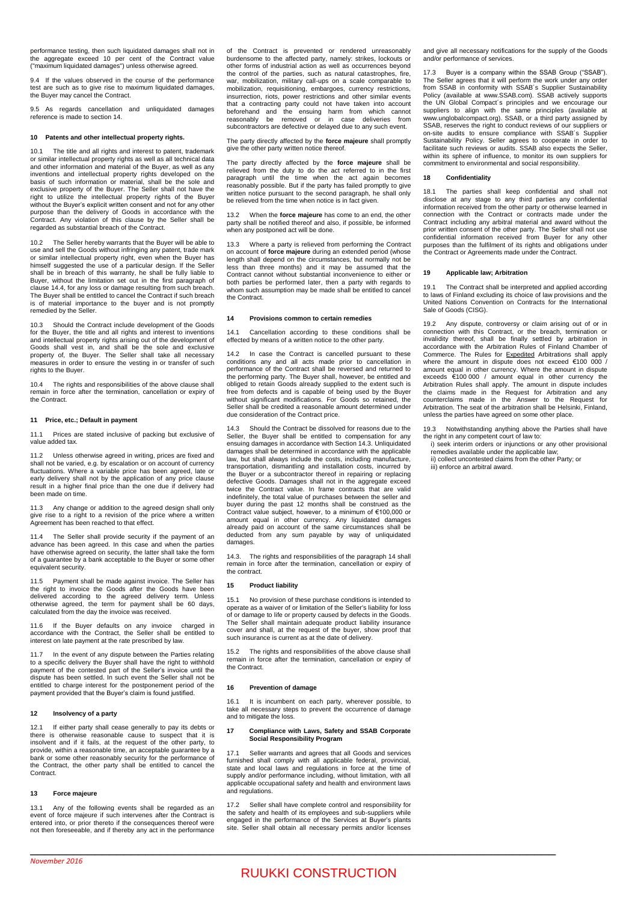performance testing, then such liquidated damages shall not in the aggregate exceed 10 per cent of the Contract value ("maximum liquidated damages") unless otherwise agreed.

9.4 If the values observed in the course of the performance test are such as to give rise to maximum liquidated damages, the Buyer may cancel the Contract.

9.5 As regards cancellation and unliquidated damages reference is made to section 14.

## 10 Patents and other intellectual property rights.

10.1 The title and all rights and interest to patent, trademark or similar intellectual property rights as well as all technical data and other information and material of the Buyer, as well as any inventions and intellectual property rights developed on the basis of such information or material, shall be the sole and exclusive property of the Buyer. The Seller shall not have the right to utilize the intellectual property rights of the Buyer without the Buyer's explicit written consent and not for any other purpose than the delivery of Goods in accordance with the Contract. Any violation of this clause by the Seller shall be regarded as substantial breach of the Contract.

10.2 The Seller hereby warrants that the Buyer will be able to use and sell the Goods without infringing any patent, trade mark or similar intellectual property right, even when the Buyer has himself suggested the use of a particular design. If the Seller shall be in breach of this warranty, he shall be fully liable to Buyer, without the limitation set out in the first paragraph of clause 14.4, for any loss or damage resulting from such breach. The Buyer shall be entitled to cancel the Contract if such breach is of material importance to the buyer and is not promptly remedied by the Seller.

10.3 Should the Contract include development of the Goods for the Buyer, the title and all rights and interest to inventions and intellectual property rights arising out of the development of Goods shall vest in, and shall be the sole and exclusive property of, the Buyer. The Seller shall take all necessary measures in order to ensure the vesting in or transfer of such rights to the Buyer.

10.4 The rights and responsibilities of the above clause shall remain in force after the termination, cancellation or expiry of the Contract.

## 11 Price, etc.; Default in payment

11.1 Prices are stated inclusive of packing but exclusive of value added tax.

11.2 Unless otherwise agreed in writing, prices are fixed and shall not be varied, e.g. by escalation or on account of currency fluctuations. Where a variable price has been agreed, late or early delivery shall not by the application of any price clause result in a higher final price than the one due if delivery had been made on time.

11.3 Any change or addition to the agreed design shall only give rise to a right to a revision of the price where a written Agreement has been reached to that effect.

11.4 The Seller shall provide security if the payment of an advance has been agreed. In this case and when the parties have otherwise agreed on security, the latter shall take the form of a guarantee by a bank acceptable to the Buyer or some other equivalent security.

11.5 Payment shall be made against invoice. The Seller has the right to invoice the Goods after the Goods have been delivered according to the agreed delivery term. Unless otherwise agreed, the term for payment shall be 60 days, calculated from the day the invoice was received.

11.6 If the Buyer defaults on any invoice charged in accordance with the Contract, the Seller shall be entitled to interest on late payment at the rate prescribed by law.

11.7 In the event of any dispute between the Parties relating to a specific delivery the Buyer shall have the right to withhold payment of the contested part of the Seller's invoice until the dispute has been settled. In such event the Seller shall not be entitled to charge interest for the postponement period of the payment provided that the Buyer's claim is found justified.

## 12 Insolvency of a party

12.1 If either party shall cease generally to pay its debts or there is otherwise reasonable cause to suspect that it is insolvent and if it fails, at the request of the other party, to provide, within a reasonable time, an acceptable guarantee by a bank or some other reasonably security for the performance of the Contract, the other party shall be entitled to cancel the Contract.

## 13 Force majeure

13.1 Any of the following events shall be regarded as an event of force majeure if such intervenes after the Contract is entered into, or prior thereto if the consequences thereof were not then foreseeable, and if thereby any act in the performance of the Contract is prevented or rendered unreasonably burdensome to the affected party, namely: strikes, lockouts or other forms of industrial action as well as occurrences beyond the control of the parties, such as natural catastrophes, fire, war, mobilization, military call-ups on a scale comparable to mobilization, requisitioning, embargoes, currency restrictions, insurrection, riots, power restrictions and other similar events that a contracting party could not have taken into account beforehand and the ensuing harm from which cannot reasonably be removed or in case deliveries from subcontractors are defective or delayed due to any such event.

The party directly affected by the **force majeure** shall promptly give the other party written notice thereof.

The party directly affected by the **force majeure** shall be relieved from the duty to do the act referred to in the first paragraph until the time when the act again becomes reasonably possible. But if the party has failed promptly to give written notice pursuant to the second paragraph, he shall only be relieved from the time when notice is in fact given.

13.2 When the **force majeure** has come to an end, the other party shall be notified thereof and also, if possible, be informed when any postponed act will be done.

13.3 Where a party is relieved from performing the Contract on account of **force majeure** during an extended period (whose length shall depend on the circumstances, but normally not be less than three months) and it may be assumed that the Contract cannot without substantial inconvenience to either or both parties be performed later, then a party with regards to whom such assumption may be made shall be entitled to cancel the Contract.

## 14 Provisions common to certain remedies

14.1 Cancellation according to these conditions shall be effected by means of a written notice to the other party.

14.2 In case the Contract is cancelled pursuant to these conditions any and all acts made prior to cancellation in performance of the Contract shall be reversed and returned to the performing party. The Buyer shall, however, be entitled and obliged to retain Goods already supplied to the extent such is free from defects and is capable of being used by the Buyer without significant modifications. For Goods so retained, the Seller shall be credited a reasonable amount determined under due consideration of the Contract price.

14.3 Should the Contract be dissolved for reasons due to the Seller, the Buyer shall be entitled to compensation for any ensuing damages in accordance with Section 14.3. Unliquidated damages shall be determined in accordance with the applicable law, but shall always include the costs, including manufacture, transportation, dismantling and installation costs, incurred by the Buyer or a subcontractor thereof in repairing or replacing defective Goods. Damages shall not in the aggregate exceed twice the Contract value. In frame contracts that are valid indefinitely, the total value of purchases between the seller and buyer during the past 12 months shall be construed as the Contract value subject, however, to a minimum of €100,000 or amount equal in other currency. Any liquidated damages already paid on account of the same circumstances shall be deducted from any sum payable by way of unliquidated damages.

14.3. The rights and responsibilities of the paragraph 14 shall remain in force after the termination, cancellation or expiry of the contract.

## 15 Product liability

15.1 No provision of these purchase conditions is intended to operate as a waiver of or limitation of the Seller's liability for loss of or damage to life or property caused by defects in the Goods. The Seller shall maintain adequate product liability insurance cover and shall, at the request of the buyer, show proof that such insurance is current as at the date of delivery.

15.2 The rights and responsibilities of the above clause shall remain in force after the termination, cancellation or expiry of the Contract.

## 16 Prevention of damage

16.1 It is incumbent on each party, wherever possible, to take all necessary steps to prevent the occurrence of damage and to mitigate the loss.

## 17 Compliance with Laws, Safety and SSAB Corporate Social Responsibility Program

17.1 Seller warrants and agrees that all Goods and services furnished shall comply with all applicable federal, provincial, state and local laws and regulations in force at the time of supply and/or performance including, without limitation, with all applicable occupational safety and health and environment laws and regulations.

17.2 Seller shall have complete control and responsibility for the safety and health of its employees and sub-suppliers while engaged in the performance of the Services at Buyer's plants site. Seller shall obtain all necessary permits and/or licenses and give all necessary notifications for the supply of the Goods and/or performance of services.

17.3 Buyer is a company within the SSAB Group ("SSAB"). The Seller agrees that it will perform the work under any order from SSAB in conformity with SSAB´s Supplier Sustainability Policy (available at www.SSAB.com). SSAB actively supports the UN Global Compact´s principles and we encourage our suppliers to align with the same principles (available at www.unglobalcompact.org). SSAB, or a third party assigned by SSAB, reserves the right to conduct reviews of our suppliers or on-site audits to ensure compliance with SSAB´s Supplier Sustainability Policy. Seller agrees to cooperate in order to facilitate such reviews or audits. SSAB also expects the Seller, within its sphere of influence, to monitor its own suppliers for commitment to environmental and social responsibility.

## 18 Confidentiality

18.1 The parties shall keep confidential and shall not disclose at any stage to any third parties any confidential information received from the other party or otherwise learned in connection with the Contract or contracts made under the Contract including any arbitral material and award without the prior written consent of the other party. The Seller shall not use confidential information received from Buyer for any other purposes than the fulfilment of its rights and obligations under the Contract or Agreements made under the Contract.

## 19 Applicable law; Arbitration

19.1 The Contract shall be interpreted and applied according to laws of Finland excluding its choice of law provisions and the United Nations Convention on Contracts for the International Sale of Goods (CISG).

19.2 Any dispute, controversy or claim arising out of or in connection with this Contract, or the breach, termination or invalidity thereof, shall be finally settled by arbitration in accordance with the Arbitration Rules of Finland Chamber of Commerce. The Rules for Expedited Arbitrations shall apply where the amount in dispute does not exceed €100 000 / amount equal in other currency. Where the amount in dispute exceeds €100 000 / amount equal in other currency the Arbitration Rules shall apply. The amount in dispute includes the claims made in the Request for Arbitration and any counterclaims made in the Answer to the Request for Arbitration. The seat of the arbitration shall be Helsinki, Finland, unless the parties have agreed on some other place.

19.3 Notwithstanding anything above the Parties shall have the right in any competent court of law to:

i) seek interim orders or injunctions or any other provisional remedies available under the applicable law;
ii) collect uncontested claims from the other Party; or
iii) enforce an arbitral award.